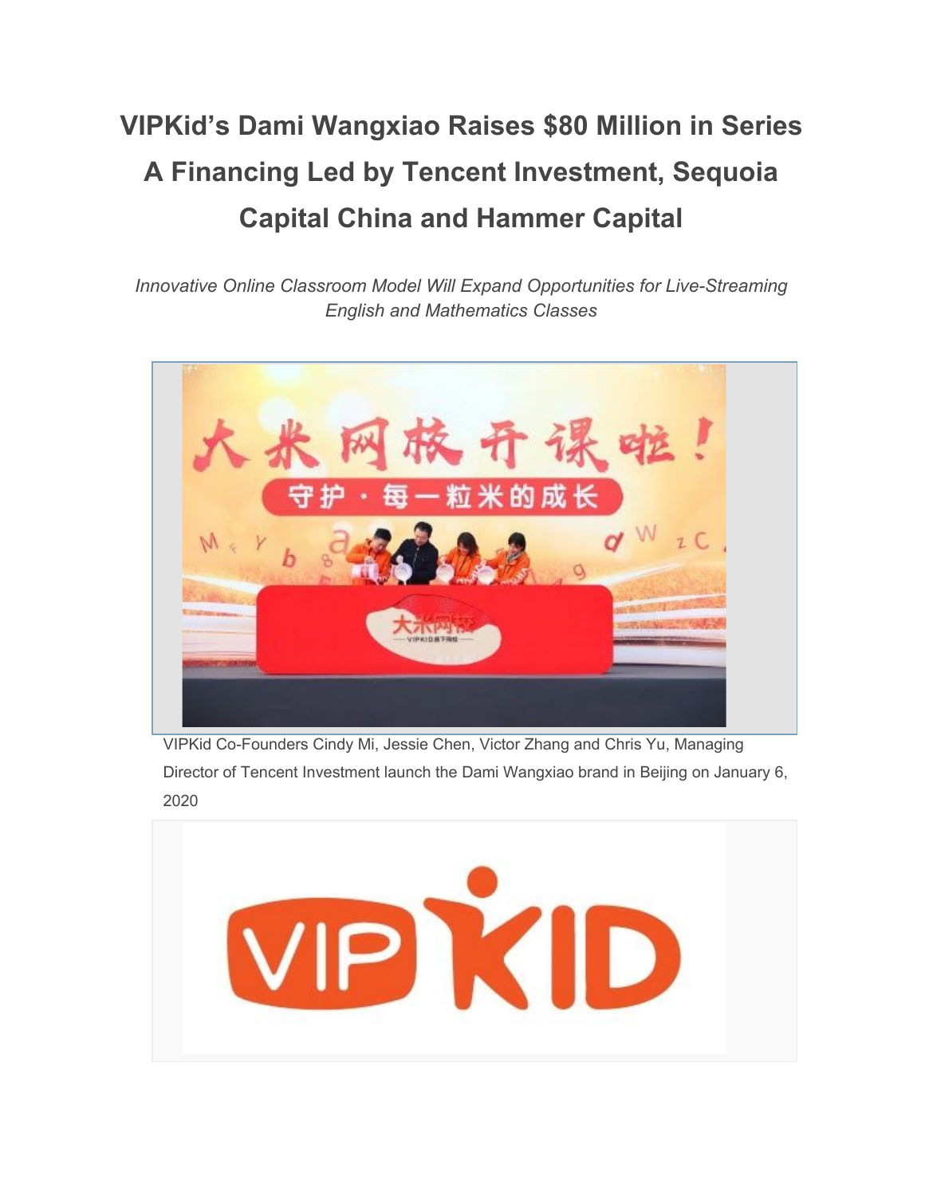# VIPKid's Dami Wangxiao Raises $80 Million in Series A Financing Led by Tencent Investment, Sequoia Capital China and Hammer Capital

*Innovative Online Classroom Model Will Expand Opportunities for Live-Streaming English and Mathematics Classes*

VIPKid Co-Founders Cindy Mi, Jessie Chen, Victor Zhang and Chris Yu, Managing Director of Tencent Investment launch the Dami Wangxiao brand in Beijing on January 6, 2020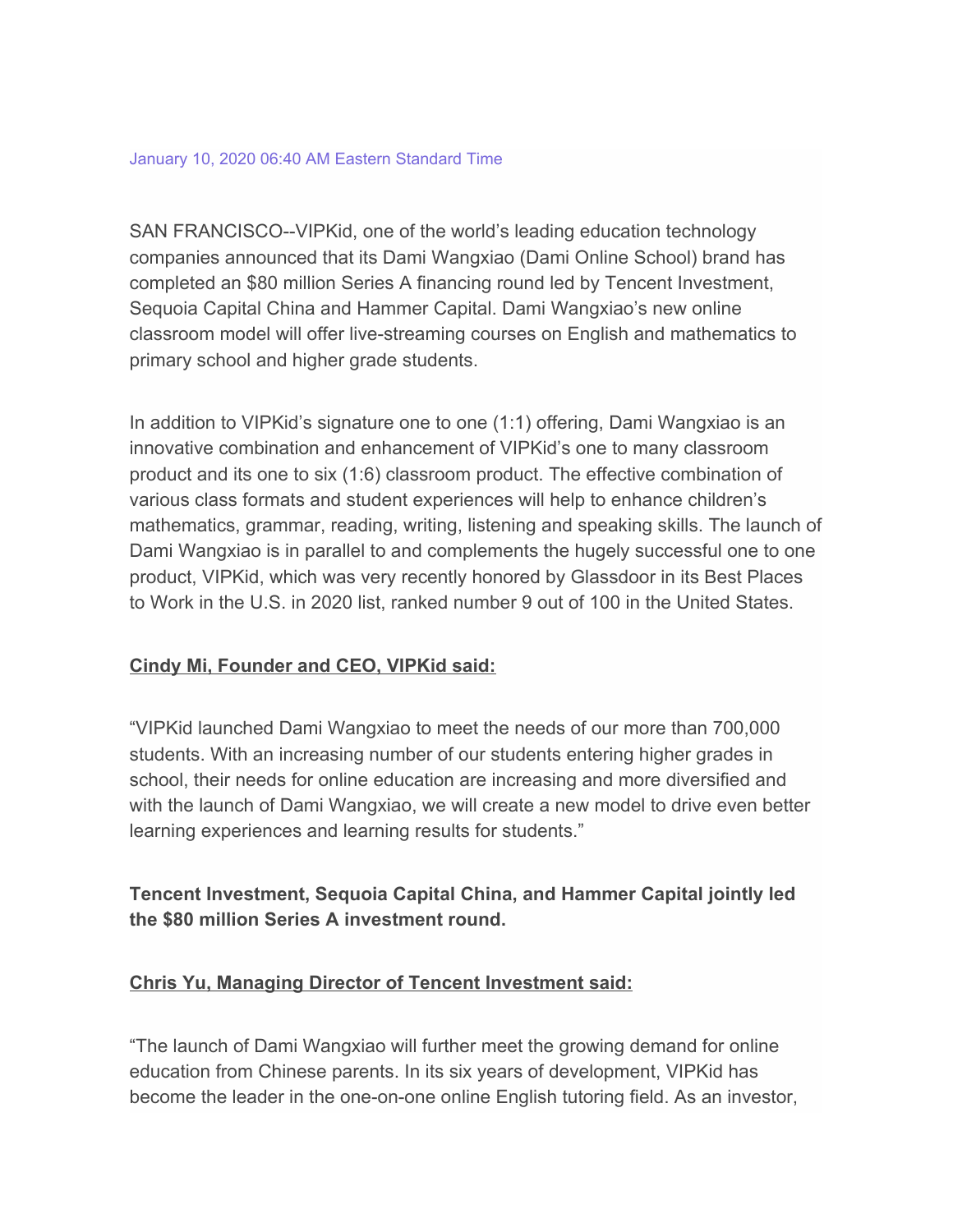January 10, 2020 06:40 AM Eastern Standard Time

SAN FRANCISCO--VIPKid, one of the world's leading education technology companies announced that its Dami Wangxiao (Dami Online School) brand has completed an $80 million Series A financing round led by Tencent Investment, Sequoia Capital China and Hammer Capital. Dami Wangxiao's new online classroom model will offer live-streaming courses on English and mathematics to primary school and higher grade students.

In addition to VIPKid's signature one to one (1:1) offering, Dami Wangxiao is an innovative combination and enhancement of VIPKid's one to many classroom product and its one to six (1:6) classroom product. The effective combination of various class formats and student experiences will help to enhance children's mathematics, grammar, reading, writing, listening and speaking skills. The launch of Dami Wangxiao is in parallel to and complements the hugely successful one to one product, VIPKid, which was very recently honored by Glassdoor in its Best Places to Work in the U.S. in 2020 list, ranked number 9 out of 100 in the United States.

**Cindy Mi, Founder and CEO, VIPKid said:**

"VIPKid launched Dami Wangxiao to meet the needs of our more than 700,000 students. With an increasing number of our students entering higher grades in school, their needs for online education are increasing and more diversified and with the launch of Dami Wangxiao, we will create a new model to drive even better learning experiences and learning results for students."

**Tencent Investment, Sequoia Capital China, and Hammer Capital jointly led the $80 million Series A investment round.**

**Chris Yu, Managing Director of Tencent Investment said:**

"The launch of Dami Wangxiao will further meet the growing demand for online education from Chinese parents. In its six years of development, VIPKid has become the leader in the one-on-one online English tutoring field. As an investor,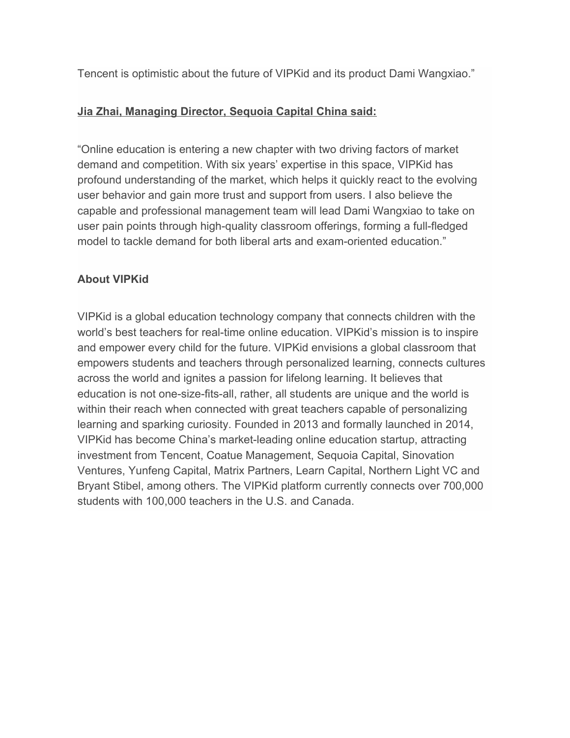Tencent is optimistic about the future of VIPKid and its product Dami Wangxiao."

**Jia Zhai, Managing Director, Sequoia Capital China said:**

"Online education is entering a new chapter with two driving factors of market demand and competition. With six years' expertise in this space, VIPKid has profound understanding of the market, which helps it quickly react to the evolving user behavior and gain more trust and support from users. I also believe the capable and professional management team will lead Dami Wangxiao to take on user pain points through high-quality classroom offerings, forming a full-fledged model to tackle demand for both liberal arts and exam-oriented education."

**About VIPKid**

VIPKid is a global education technology company that connects children with the world's best teachers for real-time online education. VIPKid's mission is to inspire and empower every child for the future. VIPKid envisions a global classroom that empowers students and teachers through personalized learning, connects cultures across the world and ignites a passion for lifelong learning. It believes that education is not one-size-fits-all, rather, all students are unique and the world is within their reach when connected with great teachers capable of personalizing learning and sparking curiosity. Founded in 2013 and formally launched in 2014, VIPKid has become China's market-leading online education startup, attracting investment from Tencent, Coatue Management, Sequoia Capital, Sinovation Ventures, Yunfeng Capital, Matrix Partners, Learn Capital, Northern Light VC and Bryant Stibel, among others. The VIPKid platform currently connects over 700,000 students with 100,000 teachers in the U.S. and Canada.